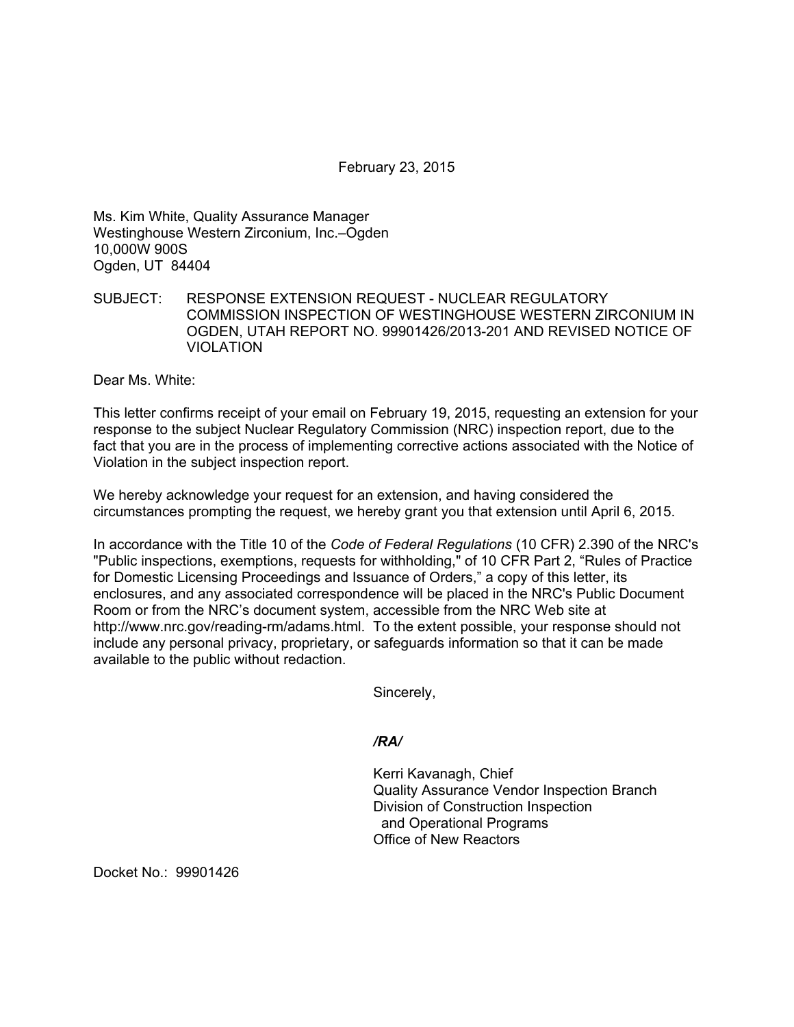February 23, 2015

Ms. Kim White, Quality Assurance Manager
Westinghouse Western Zirconium, Inc.–Ogden
10,000W 900S
Ogden, UT 84404

SUBJECT: RESPONSE EXTENSION REQUEST - NUCLEAR REGULATORY COMMISSION INSPECTION OF WESTINGHOUSE WESTERN ZIRCONIUM IN OGDEN, UTAH REPORT NO. 99901426/2013-201 AND REVISED NOTICE OF VIOLATION

Dear Ms. White:

This letter confirms receipt of your email on February 19, 2015, requesting an extension for your response to the subject Nuclear Regulatory Commission (NRC) inspection report, due to the fact that you are in the process of implementing corrective actions associated with the Notice of Violation in the subject inspection report.

We hereby acknowledge your request for an extension, and having considered the circumstances prompting the request, we hereby grant you that extension until April 6, 2015.

In accordance with the Title 10 of the *Code of Federal Regulations* (10 CFR) 2.390 of the NRC's "Public inspections, exemptions, requests for withholding," of 10 CFR Part 2, "Rules of Practice for Domestic Licensing Proceedings and Issuance of Orders," a copy of this letter, its enclosures, and any associated correspondence will be placed in the NRC's Public Document Room or from the NRC's document system, accessible from the NRC Web site at http://www.nrc.gov/reading-rm/adams.html. To the extent possible, your response should not include any personal privacy, proprietary, or safeguards information so that it can be made available to the public without redaction.

Sincerely,

***/RA/***

Kerri Kavanagh, Chief
Quality Assurance Vendor Inspection Branch
Division of Construction Inspection
and Operational Programs
Office of New Reactors

Docket No.: 99901426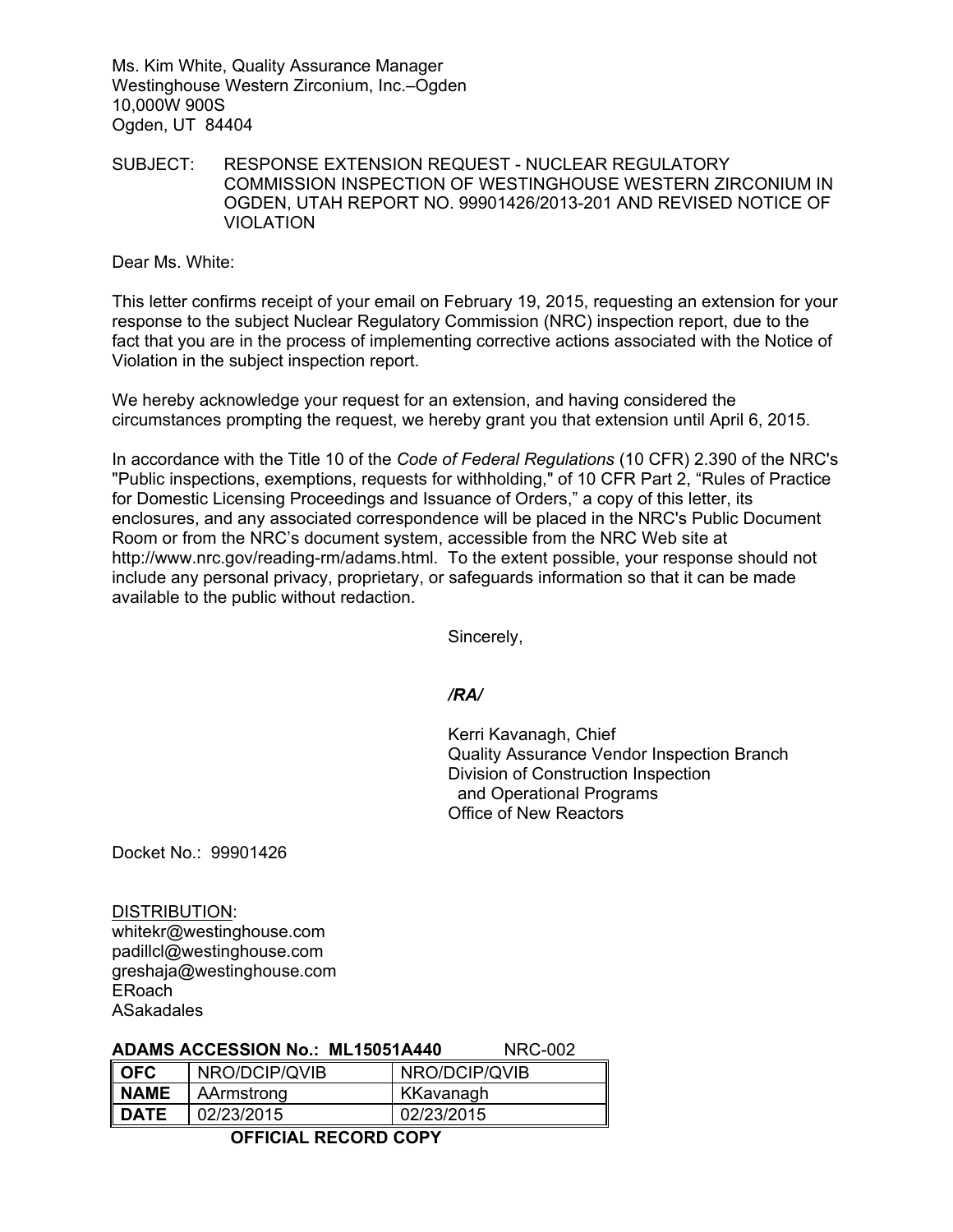Ms. Kim White, Quality Assurance Manager
Westinghouse Western Zirconium, Inc.–Ogden
10,000W 900S
Ogden, UT 84404

SUBJECT: RESPONSE EXTENSION REQUEST - NUCLEAR REGULATORY COMMISSION INSPECTION OF WESTINGHOUSE WESTERN ZIRCONIUM IN OGDEN, UTAH REPORT NO. 99901426/2013-201 AND REVISED NOTICE OF VIOLATION

Dear Ms. White:

This letter confirms receipt of your email on February 19, 2015, requesting an extension for your response to the subject Nuclear Regulatory Commission (NRC) inspection report, due to the fact that you are in the process of implementing corrective actions associated with the Notice of Violation in the subject inspection report.

We hereby acknowledge your request for an extension, and having considered the circumstances prompting the request, we hereby grant you that extension until April 6, 2015.

In accordance with the Title 10 of the *Code of Federal Regulations* (10 CFR) 2.390 of the NRC's "Public inspections, exemptions, requests for withholding," of 10 CFR Part 2, "Rules of Practice for Domestic Licensing Proceedings and Issuance of Orders," a copy of this letter, its enclosures, and any associated correspondence will be placed in the NRC's Public Document Room or from the NRC's document system, accessible from the NRC Web site at http://www.nrc.gov/reading-rm/adams.html. To the extent possible, your response should not include any personal privacy, proprietary, or safeguards information so that it can be made available to the public without redaction.

Sincerely,

***/RA/***

Kerri Kavanagh, Chief
Quality Assurance Vendor Inspection Branch
Division of Construction Inspection
and Operational Programs
Office of New Reactors

Docket No.: 99901426

DISTRIBUTION:
whitekr@westinghouse.com
padillcl@westinghouse.com
greshaja@westinghouse.com
ERoach
ASakadales

**ADAMS ACCESSION No.: ML15051A440** NRC-002

| | | |
|---|---|---|
| **OFC** | NRO/DCIP/QVIB | NRO/DCIP/QVIB |
| **NAME** | AArmstrong | KKavanagh |
| **DATE** | 02/23/2015 | 02/23/2015 |

**OFFICIAL RECORD COPY**